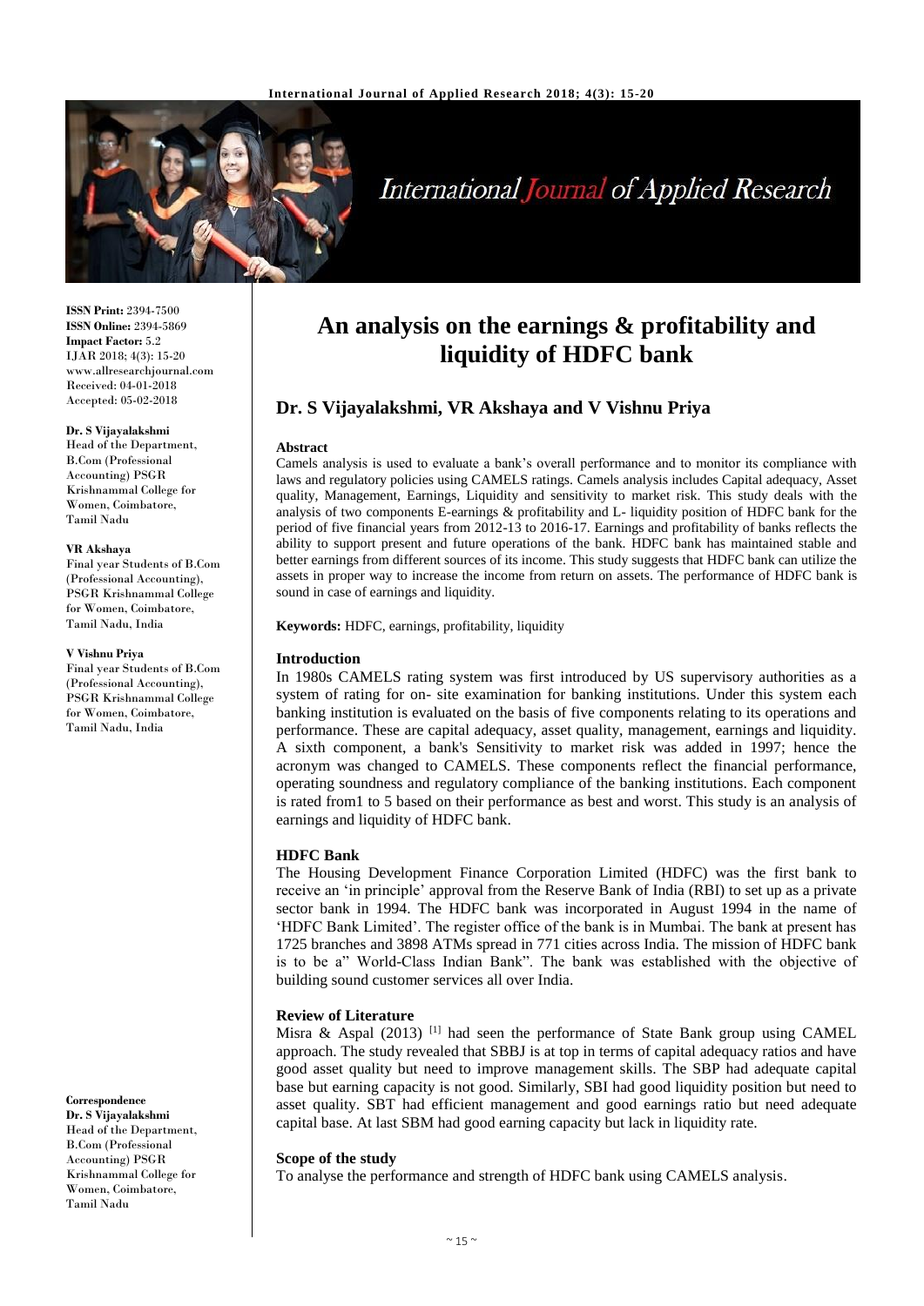# An analysis on the earnings & profitability and liquidity of HDFC bank

## Dr. S Vijayalakshmi, VR Akshaya and V Vishnu Priya

**ISSN Print:** 2394-7500
**ISSN Online:** 2394-5869
**Impact Factor:** 5.2
IJAR 2018; 4(3): 15-20
www.allresearchjournal.com
Received: 04-01-2018
Accepted: 05-02-2018

**Dr. S Vijayalakshmi**
Head of the Department, B.Com (Professional Accounting) PSGR Krishnammal College for Women, Coimbatore, Tamil Nadu

**VR Akshaya**
Final year Students of B.Com (Professional Accounting), PSGR Krishnammal College for Women, Coimbatore, Tamil Nadu, India

**V Vishnu Priya**
Final year Students of B.Com (Professional Accounting), PSGR Krishnammal College for Women, Coimbatore, Tamil Nadu, India

**Correspondence**
**Dr. S Vijayalakshmi**
Head of the Department, B.Com (Professional Accounting) PSGR Krishnammal College for Women, Coimbatore, Tamil Nadu

### Abstract

Camels analysis is used to evaluate a bank's overall performance and to monitor its compliance with laws and regulatory policies using CAMELS ratings. Camels analysis includes Capital adequacy, Asset quality, Management, Earnings, Liquidity and sensitivity to market risk. This study deals with the analysis of two components E-earnings & profitability and L- liquidity position of HDFC bank for the period of five financial years from 2012-13 to 2016-17. Earnings and profitability of banks reflects the ability to support present and future operations of the bank. HDFC bank has maintained stable and better earnings from different sources of its income. This study suggests that HDFC bank can utilize the assets in proper way to increase the income from return on assets. The performance of HDFC bank is sound in case of earnings and liquidity.

**Keywords:** HDFC, earnings, profitability, liquidity

### Introduction

In 1980s CAMELS rating system was first introduced by US supervisory authorities as a system of rating for on- site examination for banking institutions. Under this system each banking institution is evaluated on the basis of five components relating to its operations and performance. These are capital adequacy, asset quality, management, earnings and liquidity. A sixth component, a bank's Sensitivity to market risk was added in 1997; hence the acronym was changed to CAMELS. These components reflect the financial performance, operating soundness and regulatory compliance of the banking institutions. Each component is rated from1 to 5 based on their performance as best and worst. This study is an analysis of earnings and liquidity of HDFC bank.

### HDFC Bank

The Housing Development Finance Corporation Limited (HDFC) was the first bank to receive an 'in principle' approval from the Reserve Bank of India (RBI) to set up as a private sector bank in 1994. The HDFC bank was incorporated in August 1994 in the name of 'HDFC Bank Limited'. The register office of the bank is in Mumbai. The bank at present has 1725 branches and 3898 ATMs spread in 771 cities across India. The mission of HDFC bank is to be a" World-Class Indian Bank". The bank was established with the objective of building sound customer services all over India.

### Review of Literature

Misra & Aspal (2013) [1] had seen the performance of State Bank group using CAMEL approach. The study revealed that SBBJ is at top in terms of capital adequacy ratios and have good asset quality but need to improve management skills. The SBP had adequate capital base but earning capacity is not good. Similarly, SBI had good liquidity position but need to asset quality. SBT had efficient management and good earnings ratio but need adequate capital base. At last SBM had good earning capacity but lack in liquidity rate.

### Scope of the study

To analyse the performance and strength of HDFC bank using CAMELS analysis.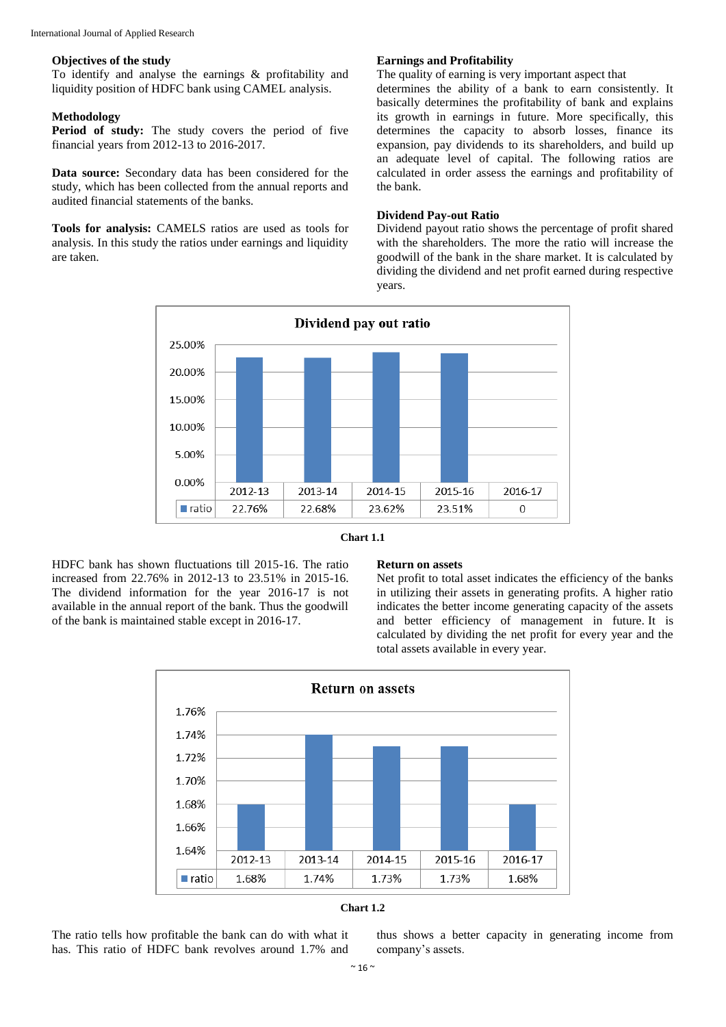### Objectives of the study

To identify and analyse the earnings & profitability and liquidity position of HDFC bank using CAMEL analysis.

### Methodology

**Period of study:** The study covers the period of five financial years from 2012-13 to 2016-2017.

**Data source:** Secondary data has been considered for the study, which has been collected from the annual reports and audited financial statements of the banks.

**Tools for analysis:** CAMELS ratios are used as tools for analysis. In this study the ratios under earnings and liquidity are taken.

### Earnings and Profitability

The quality of earning is very important aspect that determines the ability of a bank to earn consistently. It basically determines the profitability of bank and explains its growth in earnings in future. More specifically, this determines the capacity to absorb losses, finance its expansion, pay dividends to its shareholders, and build up an adequate level of capital. The following ratios are calculated in order assess the earnings and profitability of the bank.

### Dividend Pay-out Ratio

Dividend payout ratio shows the percentage of profit shared with the shareholders. The more the ratio will increase the goodwill of the bank in the share market. It is calculated by dividing the dividend and net profit earned during respective years.

**Dividend pay out ratio**

| | 2012-13 | 2013-14 | 2014-15 | 2015-16 | 2016-17 |
|---|---|---|---|---|---|
| ratio | 22.76% | 22.68% | 23.62% | 23.51% | 0 |

**Chart 1.1**

HDFC bank has shown fluctuations till 2015-16. The ratio increased from 22.76% in 2012-13 to 23.51% in 2015-16. The dividend information for the year 2016-17 is not available in the annual report of the bank. Thus the goodwill of the bank is maintained stable except in 2016-17.

### Return on assets

Net profit to total asset indicates the efficiency of the banks in utilizing their assets in generating profits. A higher ratio indicates the better income generating capacity of the assets and better efficiency of management in future. It is calculated by dividing the net profit for every year and the total assets available in every year.

**Return on assets**

| | 2012-13 | 2013-14 | 2014-15 | 2015-16 | 2016-17 |
|---|---|---|---|---|---|
| ratio | 1.68% | 1.74% | 1.73% | 1.73% | 1.68% |

**Chart 1.2**

The ratio tells how profitable the bank can do with what it has. This ratio of HDFC bank revolves around 1.7% and thus shows a better capacity in generating income from company's assets.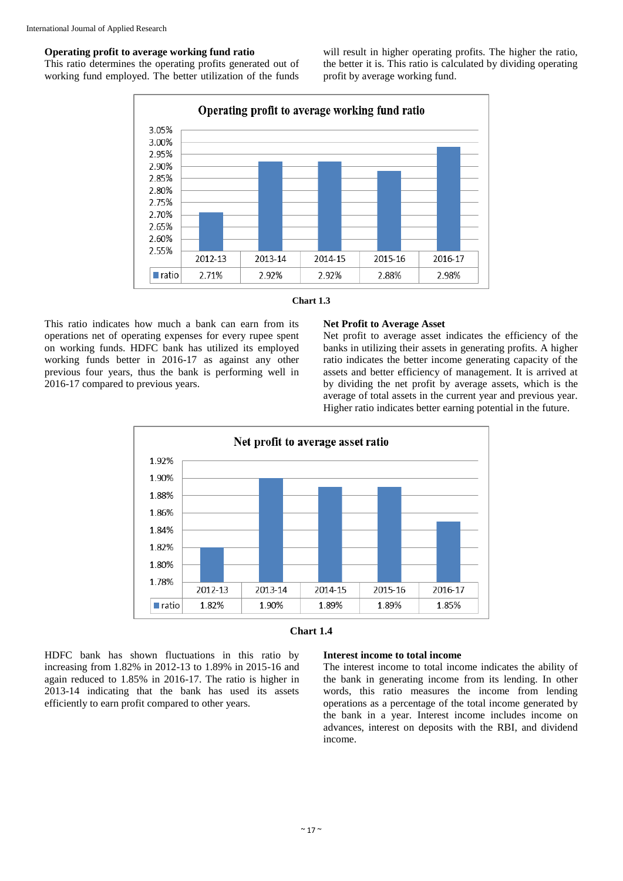### Operating profit to average working fund ratio

This ratio determines the operating profits generated out of working fund employed. The better utilization of the funds will result in higher operating profits. The higher the ratio, the better it is. This ratio is calculated by dividing operating profit by average working fund.

**Operating profit to average working fund ratio**

|  | 2012-13 | 2013-14 | 2014-15 | 2015-16 | 2016-17 |
|---|---|---|---|---|---|
| ratio | 2.71% | 2.92% | 2.92% | 2.88% | 2.98% |

**Chart 1.3**

This ratio indicates how much a bank can earn from its operations net of operating expenses for every rupee spent on working funds. HDFC bank has utilized its employed working funds better in 2016-17 as against any other previous four years, thus the bank is performing well in 2016-17 compared to previous years.

### Net Profit to Average Asset

Net profit to average asset indicates the efficiency of the banks in utilizing their assets in generating profits. A higher ratio indicates the better income generating capacity of the assets and better efficiency of management. It is arrived at by dividing the net profit by average assets, which is the average of total assets in the current year and previous year. Higher ratio indicates better earning potential in the future.

**Net profit to average asset ratio**

|  | 2012-13 | 2013-14 | 2014-15 | 2015-16 | 2016-17 |
|---|---|---|---|---|---|
| ratio | 1.82% | 1.90% | 1.89% | 1.89% | 1.85% |

**Chart 1.4**

HDFC bank has shown fluctuations in this ratio by increasing from 1.82% in 2012-13 to 1.89% in 2015-16 and again reduced to 1.85% in 2016-17. The ratio is higher in 2013-14 indicating that the bank has used its assets efficiently to earn profit compared to other years.

### Interest income to total income

The interest income to total income indicates the ability of the bank in generating income from its lending. In other words, this ratio measures the income from lending operations as a percentage of the total income generated by the bank in a year. Interest income includes income on advances, interest on deposits with the RBI, and dividend income.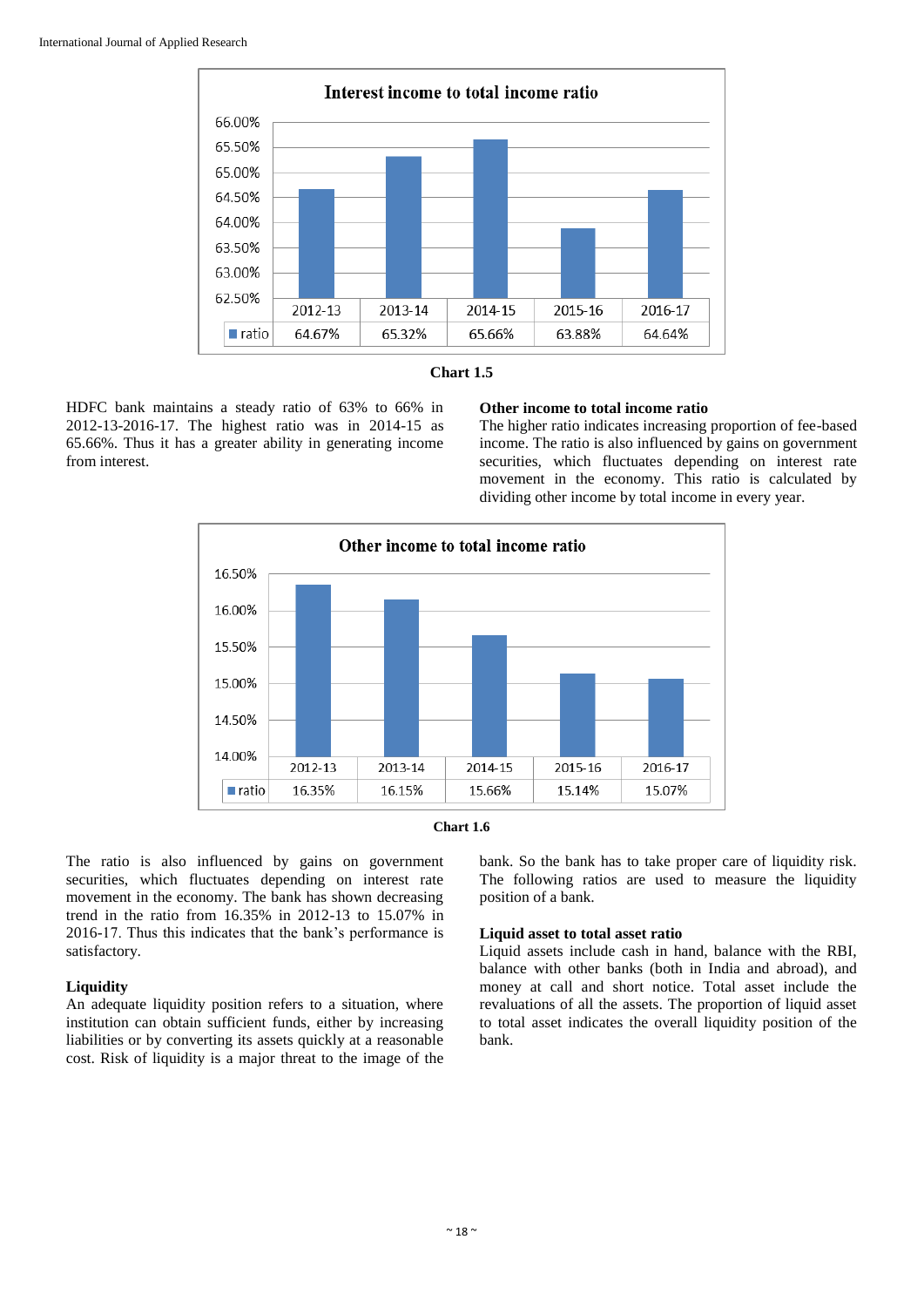### Interest income to total income ratio

| | 2012-13 | 2013-14 | 2014-15 | 2015-16 | 2016-17 |
|---|---|---|---|---|---|
| ratio | 64.67% | 65.32% | 65.66% | 63.88% | 64.64% |

**Chart 1.5**

HDFC bank maintains a steady ratio of 63% to 66% in 2012-13-2016-17. The highest ratio was in 2014-15 as 65.66%. Thus it has a greater ability in generating income from interest.

**Other income to total income ratio**

The higher ratio indicates increasing proportion of fee-based income. The ratio is also influenced by gains on government securities, which fluctuate depending on interest rate movement in the economy. This ratio is calculated by dividing other income by total income in every year.

### Other income to total income ratio

| | 2012-13 | 2013-14 | 2014-15 | 2015-16 | 2016-17 |
|---|---|---|---|---|---|
| ratio | 16.35% | 16.15% | 15.66% | 15.14% | 15.07% |

**Chart 1.6**

The ratio is also influenced by gains on government securities, which fluctuate depending on interest rate movement in the economy. The bank has shown decreasing trend in the ratio from 16.35% in 2012-13 to 15.07% in 2016-17. Thus this indicates that the bank's performance is satisfactory.

**Liquidity**

An adequate liquidity position refers to a situation, where institution can obtain sufficient funds, either by increasing liabilities or by converting its assets quickly at a reasonable cost. Risk of liquidity is a major threat to the image of the bank. So the bank has to take proper care of liquidity risk. The following ratios are used to measure the liquidity position of a bank.

**Liquid asset to total asset ratio**

Liquid assets include cash in hand, balance with the RBI, balance with other banks (both in India and abroad), and money at call and short notice. Total asset include the revaluations of all the assets. The proportion of liquid asset to total asset indicates the overall liquidity position of the bank.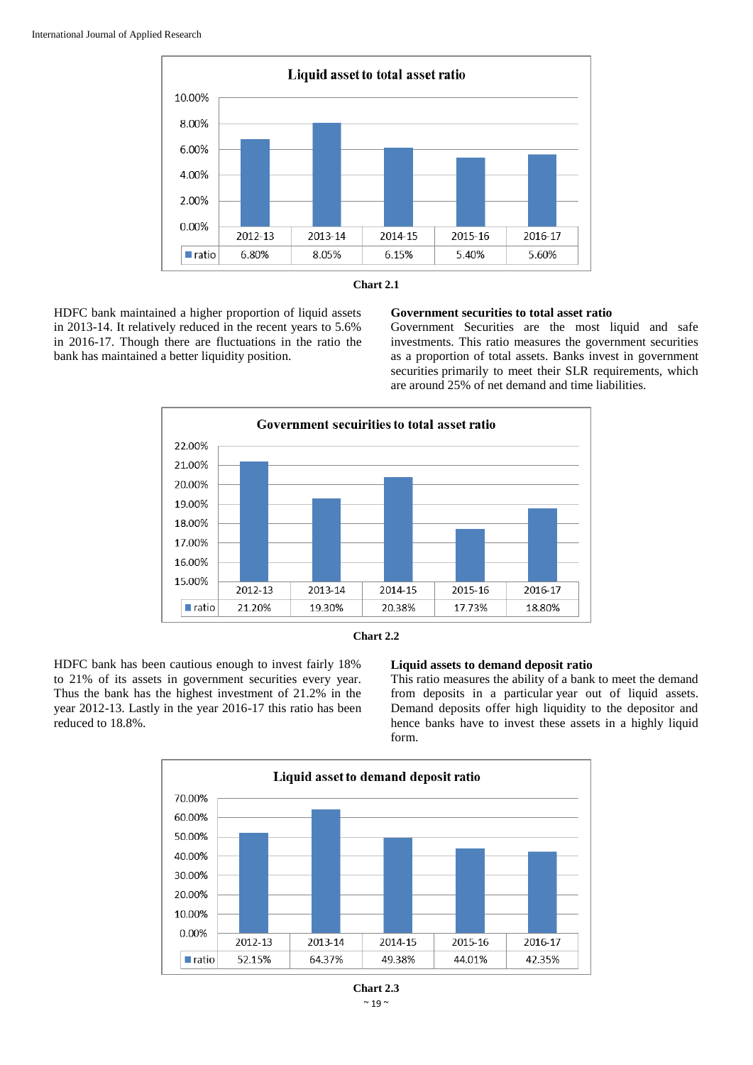**Liquid asset to total asset ratio**

| | 2012-13 | 2013-14 | 2014-15 | 2015-16 | 2016-17 |
|---|---|---|---|---|---|
| ratio | 6.80% | 8.05% | 6.15% | 5.40% | 5.60% |

**Chart 2.1**

HDFC bank maintained a higher proportion of liquid assets in 2013-14. It relatively reduced in the recent years to 5.6% in 2016-17. Though there are fluctuations in the ratio the bank has maintained a better liquidity position.

### Government securities to total asset ratio

Government Securities are the most liquid and safe investments. This ratio measures the government securities as a proportion of total assets. Banks invest in government securities primarily to meet their SLR requirements, which are around 25% of net demand and time liabilities.

**Government secuirities to total asset ratio**

| | 2012-13 | 2013-14 | 2014-15 | 2015-16 | 2016-17 |
|---|---|---|---|---|---|
| ratio | 21.20% | 19.30% | 20.38% | 17.73% | 18.80% |

**Chart 2.2**

HDFC bank has been cautious enough to invest fairly 18% to 21% of its assets in government securities every year. Thus the bank has the highest investment of 21.2% in the year 2012-13. Lastly in the year 2016-17 this ratio has been reduced to 18.8%.

### Liquid assets to demand deposit ratio

This ratio measures the ability of a bank to meet the demand from deposits in a particular year out of liquid assets. Demand deposits offer high liquidity to the depositor and hence banks have to invest these assets in a highly liquid form.

**Liquid asset to demand deposit ratio**

| | 2012-13 | 2013-14 | 2014-15 | 2015-16 | 2016-17 |
|---|---|---|---|---|---|
| ratio | 52.15% | 64.37% | 49.38% | 44.01% | 42.35% |

**Chart 2.3**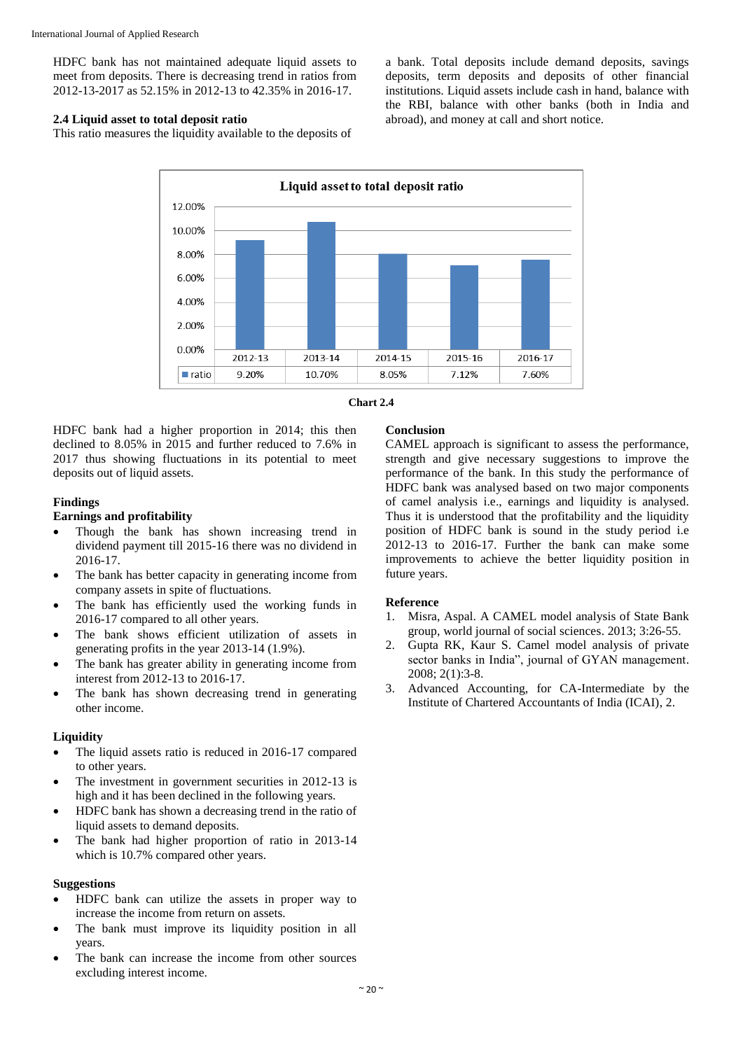HDFC bank has not maintained adequate liquid assets to meet from deposits. There is decreasing trend in ratios from 2012-13-2017 as 52.15% in 2012-13 to 42.35% in 2016-17.

### 2.4 Liquid asset to total deposit ratio

This ratio measures the liquidity available to the deposits of a bank. Total deposits include demand deposits, savings deposits, term deposits and deposits of other financial institutions. Liquid assets include cash in hand, balance with the RBI, balance with other banks (both in India and abroad), and money at call and short notice.

Liquid asset to total deposit ratio

12.00%
10.00%
8.00%
6.00%
4.00%
2.00%
0.00%

2012-13 2013-14 2014-15 2015-16 2016-17

ratio 9.20% 10.70% 8.05% 7.12% 7.60%

**Chart 2.4**

HDFC bank had a higher proportion in 2014; this then declined to 8.05% in 2015 and further reduced to 7.6% in 2017 thus showing fluctuations in its potential to meet deposits out of liquid assets.

## Findings

### Earnings and profitability

- Though the bank has shown increasing trend in dividend payment till 2015-16 there was no dividend in 2016-17.
- The bank has better capacity in generating income from company assets in spite of fluctuations.
- The bank has efficiently used the working funds in 2016-17 compared to all other years.
- The bank shows efficient utilization of assets in generating profits in the year 2013-14 (1.9%).
- The bank has greater ability in generating income from interest from 2012-13 to 2016-17.
- The bank has shown decreasing trend in generating other income.

### Liquidity

- The liquid assets ratio is reduced in 2016-17 compared to other years.
- The investment in government securities in 2012-13 is high and it has been declined in the following years.
- HDFC bank has shown a decreasing trend in the ratio of liquid assets to demand deposits.
- The bank had higher proportion of ratio in 2013-14 which is 10.7% compared other years.

### Suggestions

- HDFC bank can utilize the assets in proper way to increase the income from return on assets.
- The bank must improve its liquidity position in all years.
- The bank can increase the income from other sources excluding interest income.

## Conclusion

CAMEL approach is significant to assess the performance, strength and give necessary suggestions to improve the performance of the bank. In this study the performance of HDFC bank was analysed based on two major components of camel analysis i.e., earnings and liquidity is analysed. Thus it is understood that the profitability and the liquidity position of HDFC bank is sound in the study period i.e 2012-13 to 2016-17. Further the bank can make some improvements to achieve the better liquidity position in future years.

## Reference

1. Misra, Aspal. A CAMEL model analysis of State Bank group, world journal of social sciences. 2013; 3:26-55.
2. Gupta RK, Kaur S. Camel model analysis of private sector banks in India", journal of GYAN management. 2008; 2(1):3-8.
3. Advanced Accounting, for CA-Intermediate by the Institute of Chartered Accountants of India (ICAI), 2.